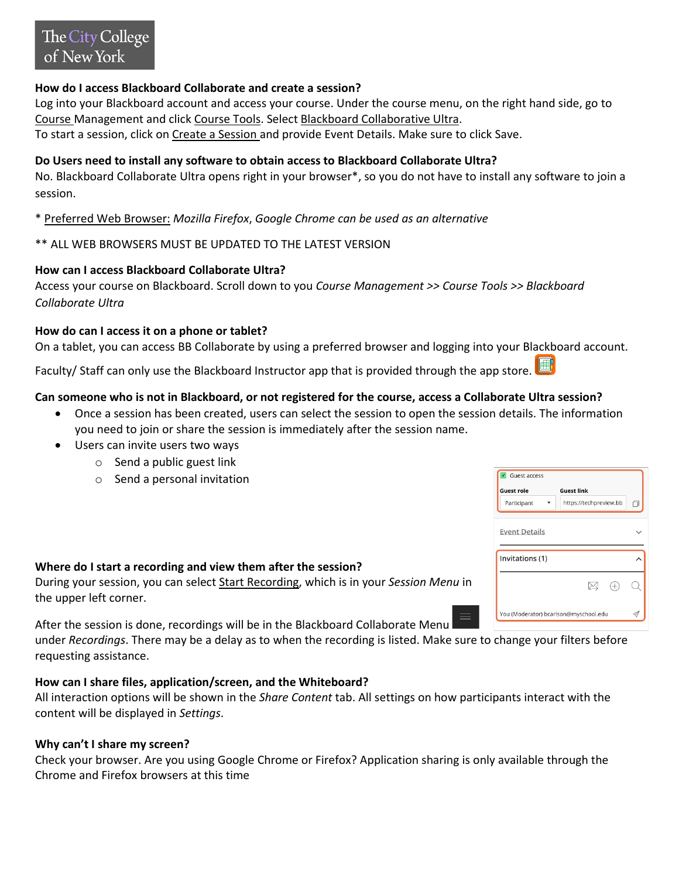The City College of New York

**How do I access Blackboard Collaborate and create a session?**
Log into your Blackboard account and access your course. Under the course menu, on the right hand side, go to Course Management and click Course Tools. Select Blackboard Collaborative Ultra.
To start a session, click on Create a Session and provide Event Details. Make sure to click Save.

**Do Users need to install any software to obtain access to Blackboard Collaborate Ultra?**
No. Blackboard Collaborate Ultra opens right in your browser*, so you do not have to install any software to join a session.

* Preferred Web Browser: *Mozilla Firefox*, *Google Chrome can be used as an alternative*

** ALL WEB BROWSERS MUST BE UPDATED TO THE LATEST VERSION

**How can I access Blackboard Collaborate Ultra?**
Access your course on Blackboard. Scroll down to you *Course Management >> Course Tools >> Blackboard Collaborate Ultra*

**How do can I access it on a phone or tablet?**
On a tablet, you can access BB Collaborate by using a preferred browser and logging into your Blackboard account.

Faculty/ Staff can only use the Blackboard Instructor app that is provided through the app store.

**Can someone who is not in Blackboard, or not registered for the course, access a Collaborate Ultra session?**

- Once a session has been created, users can select the session to open the session details. The information you need to join or share the session is immediately after the session name.
- Users can invite users two ways
  - Send a public guest link
  - Send a personal invitation

**Where do I start a recording and view them after the session?**
During your session, you can select Start Recording, which is in your *Session Menu* in the upper left corner.

After the session is done, recordings will be in the Blackboard Collaborate Menu under *Recordings*. There may be a delay as to when the recording is listed. Make sure to change your filters before requesting assistance.

**How can I share files, application/screen, and the Whiteboard?**
All interaction options will be shown in the *Share Content* tab. All settings on how participants interact with the content will be displayed in *Settings*.

**Why can't I share my screen?**
Check your browser. Are you using Google Chrome or Firefox? Application sharing is only available through the Chrome and Firefox browsers at this time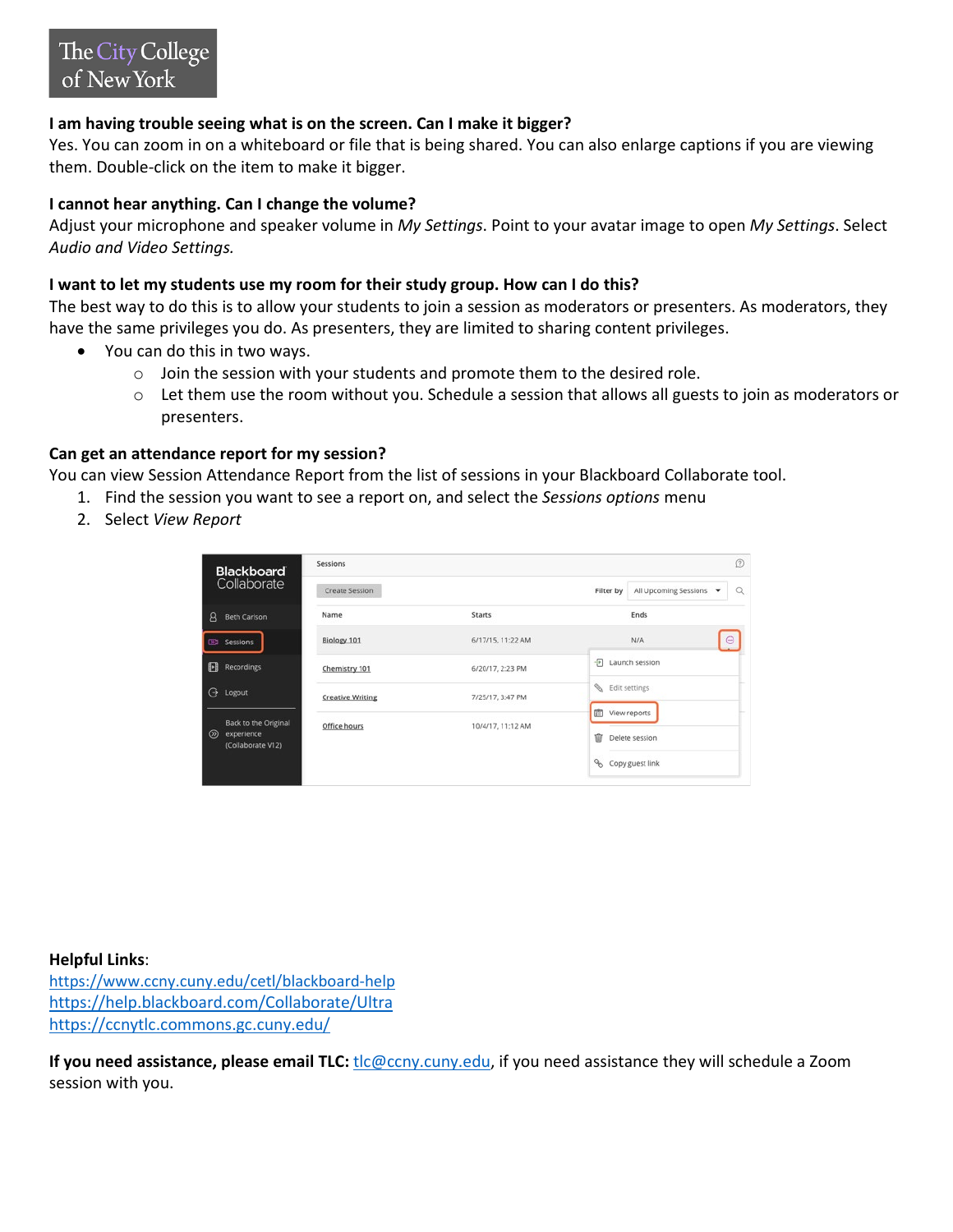**I am having trouble seeing what is on the screen. Can I make it bigger?**
Yes. You can zoom in on a whiteboard or file that is being shared. You can also enlarge captions if you are viewing them. Double-click on the item to make it bigger.

**I cannot hear anything. Can I change the volume?**
Adjust your microphone and speaker volume in *My Settings*. Point to your avatar image to open *My Settings*. Select *Audio and Video Settings.*

**I want to let my students use my room for their study group. How can I do this?**
The best way to do this is to allow your students to join a session as moderators or presenters. As moderators, they have the same privileges you do. As presenters, they are limited to sharing content privileges.

- You can do this in two ways.
  - Join the session with your students and promote them to the desired role.
  - Let them use the room without you. Schedule a session that allows all guests to join as moderators or presenters.

**Can get an attendance report for my session?**
You can view Session Attendance Report from the list of sessions in your Blackboard Collaborate tool.

1. Find the session you want to see a report on, and select the *Sessions options* menu
2. Select *View Report*

**Helpful Links**:
https://www.ccny.cuny.edu/cetl/blackboard-help
https://help.blackboard.com/Collaborate/Ultra
https://ccnytlc.commons.gc.cuny.edu/

**If you need assistance, please email TLC:** tlc@ccny.cuny.edu, if you need assistance they will schedule a Zoom session with you.